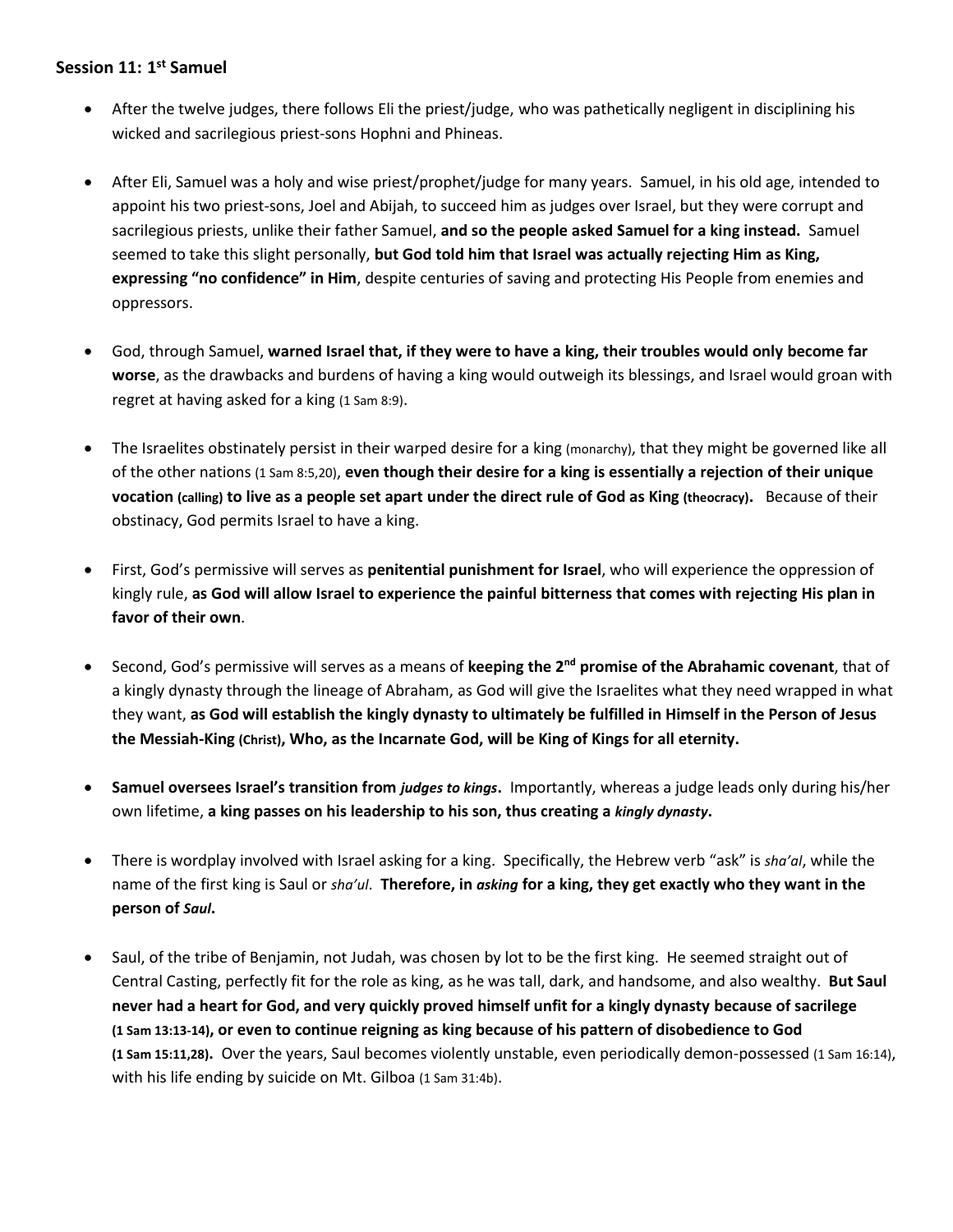**Session 11: 1st Samuel**

- After the twelve judges, there follows Eli the priest/judge, who was pathetically negligent in disciplining his wicked and sacrilegious priest-sons Hophni and Phineas.

- After Eli, Samuel was a holy and wise priest/prophet/judge for many years. Samuel, in his old age, intended to appoint his two priest-sons, Joel and Abijah, to succeed him as judges over Israel, but they were corrupt and sacrilegious priests, unlike their father Samuel, **and so the people asked Samuel for a king instead.** Samuel seemed to take this slight personally, **but God told him that Israel was actually rejecting Him as King, expressing "no confidence" in Him**, despite centuries of saving and protecting His People from enemies and oppressors.

- God, through Samuel, **warned Israel that, if they were to have a king, their troubles would only become far worse**, as the drawbacks and burdens of having a king would outweigh its blessings, and Israel would groan with regret at having asked for a king (1 Sam 8:9).

- The Israelites obstinately persist in their warped desire for a king (monarchy), that they might be governed like all of the other nations (1 Sam 8:5,20), **even though their desire for a king is essentially a rejection of their unique vocation (calling) to live as a people set apart under the direct rule of God as King (theocracy).** Because of their obstinacy, God permits Israel to have a king.

- First, God's permissive will serves as **penitential punishment for Israel**, who will experience the oppression of kingly rule, **as God will allow Israel to experience the painful bitterness that comes with rejecting His plan in favor of their own**.

- Second, God's permissive will serves as a means of **keeping the 2nd promise of the Abrahamic covenant**, that of a kingly dynasty through the lineage of Abraham, as God will give the Israelites what they need wrapped in what they want, **as God will establish the kingly dynasty to ultimately be fulfilled in Himself in the Person of Jesus the Messiah-King (Christ), Who, as the Incarnate God, will be King of Kings for all eternity.**

- **Samuel oversees Israel's transition from *judges to kings*.** Importantly, whereas a judge leads only during his/her own lifetime, **a king passes on his leadership to his son, thus creating a *kingly dynasty*.**

- There is wordplay involved with Israel asking for a king. Specifically, the Hebrew verb "ask" is *sha'al*, while the name of the first king is Saul or *sha'ul*. **Therefore, in *asking* for a king, they get exactly who they want in the person of *Saul*.**

- Saul, of the tribe of Benjamin, not Judah, was chosen by lot to be the first king. He seemed straight out of Central Casting, perfectly fit for the role as king, as he was tall, dark, and handsome, and also wealthy. **But Saul never had a heart for God, and very quickly proved himself unfit for a kingly dynasty because of sacrilege (1 Sam 13:13-14), or even to continue reigning as king because of his pattern of disobedience to God (1 Sam 15:11,28).** Over the years, Saul becomes violently unstable, even periodically demon-possessed (1 Sam 16:14), with his life ending by suicide on Mt. Gilboa (1 Sam 31:4b).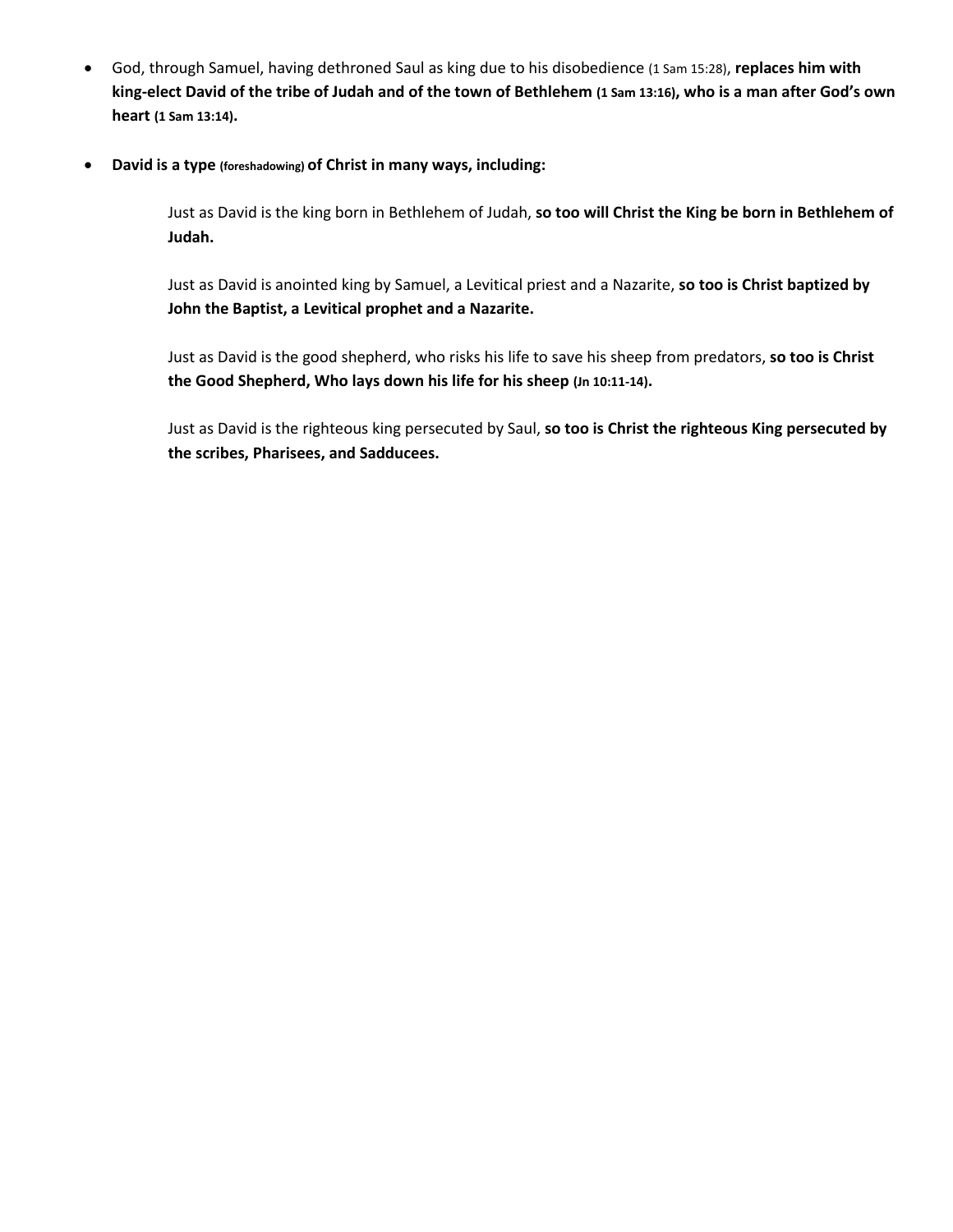- God, through Samuel, having dethroned Saul as king due to his disobedience (1 Sam 15:28), **replaces him with king-elect David of the tribe of Judah and of the town of Bethlehem (1 Sam 13:16), who is a man after God's own heart (1 Sam 13:14).**

- **David is a type (foreshadowing) of Christ in many ways, including:**

  Just as David is the king born in Bethlehem of Judah, **so too will Christ the King be born in Bethlehem of Judah.**

  Just as David is anointed king by Samuel, a Levitical priest and a Nazarite, **so too is Christ baptized by John the Baptist, a Levitical prophet and a Nazarite.**

  Just as David is the good shepherd, who risks his life to save his sheep from predators, **so too is Christ the Good Shepherd, Who lays down his life for his sheep (Jn 10:11-14).**

  Just as David is the righteous king persecuted by Saul, **so too is Christ the righteous King persecuted by the scribes, Pharisees, and Sadducees.**